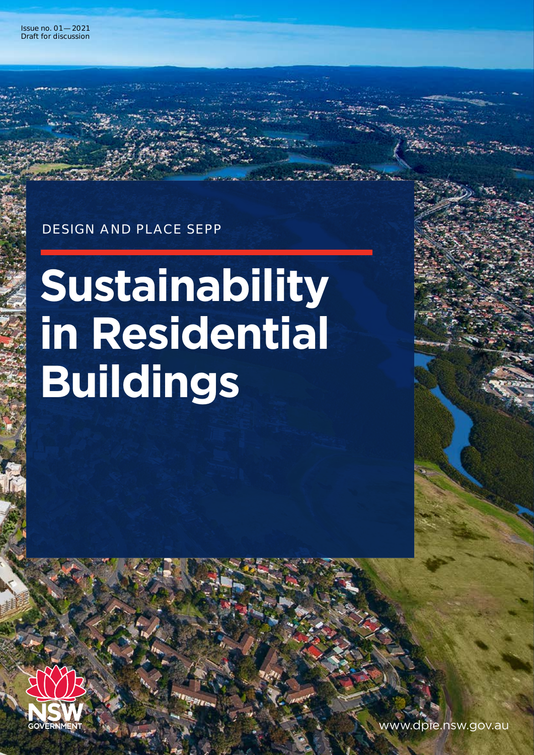Issue no. 01— 2021
Draft for discussion

DESIGN AND PLACE SEPP

# Sustainability in Residential Buildings

NSW GOVERNMENT

www.dpie.nsw.gov.au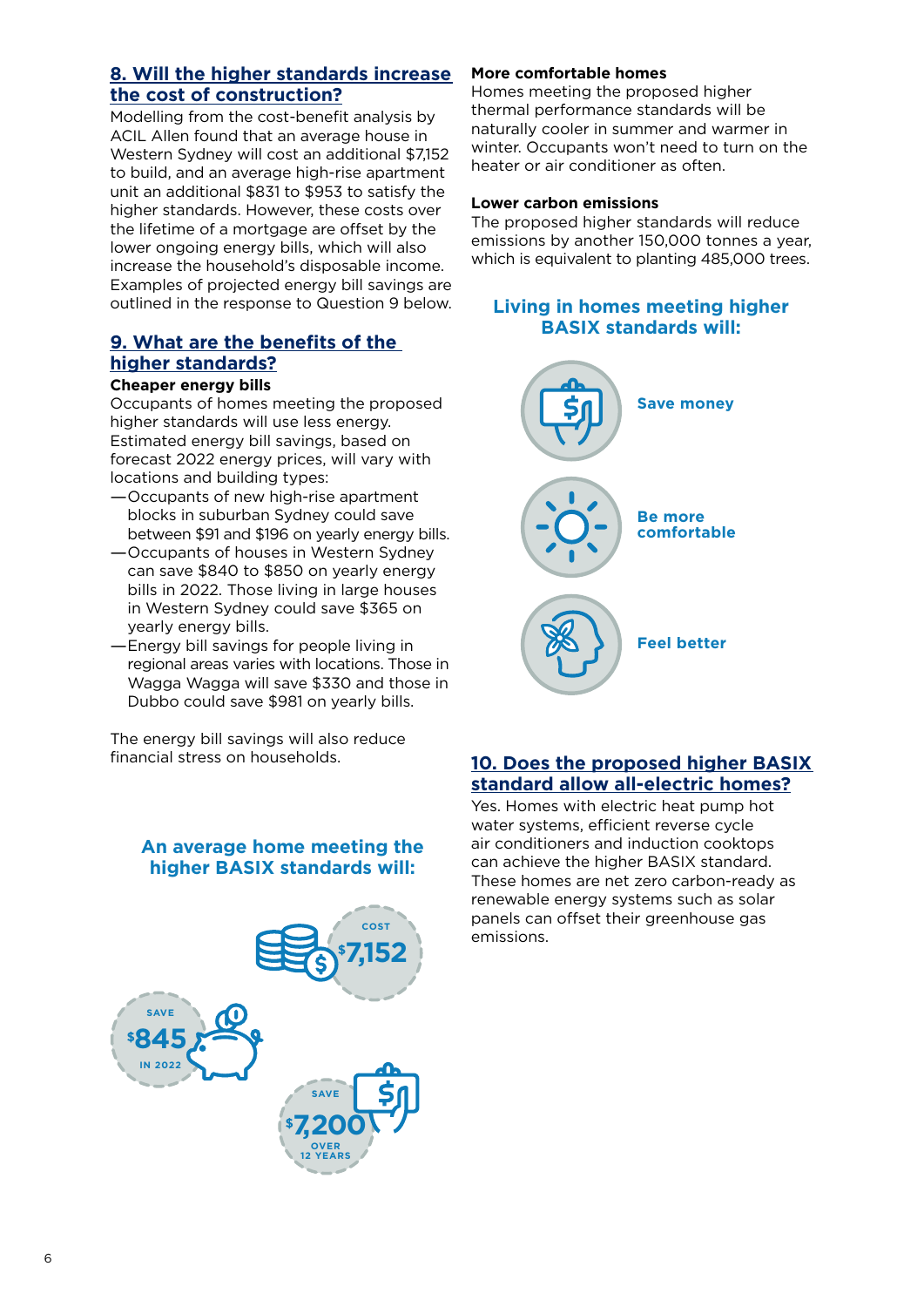## 8. Will the higher standards increase the cost of construction?

Modelling from the cost-benefit analysis by ACIL Allen found that an average house in Western Sydney will cost an additional $7,152 to build, and an average high-rise apartment unit an additional $831 to $953 to satisfy the higher standards. However, these costs over the lifetime of a mortgage are offset by the lower ongoing energy bills, which will also increase the household's disposable income. Examples of projected energy bill savings are outlined in the response to Question 9 below.

## 9. What are the benefits of the higher standards?

**Cheaper energy bills**

Occupants of homes meeting the proposed higher standards will use less energy. Estimated energy bill savings, based on forecast 2022 energy prices, will vary with locations and building types:

- Occupants of new high-rise apartment blocks in suburban Sydney could save between $91 and $196 on yearly energy bills.
- Occupants of houses in Western Sydney can save $840 to $850 on yearly energy bills in 2022. Those living in large houses in Western Sydney could save $365 on yearly energy bills.
- Energy bill savings for people living in regional areas varies with locations. Those in Wagga Wagga will save $330 and those in Dubbo could save $981 on yearly bills.

The energy bill savings will also reduce financial stress on households.

### An average home meeting the higher BASIX standards will:

COST $7,152

SAVE $845 IN 2022

SAVE $7,200 OVER 12 YEARS

**More comfortable homes**

Homes meeting the proposed higher thermal performance standards will be naturally cooler in summer and warmer in winter. Occupants won't need to turn on the heater or air conditioner as often.

**Lower carbon emissions**

The proposed higher standards will reduce emissions by another 150,000 tonnes a year, which is equivalent to planting 485,000 trees.

### Living in homes meeting higher BASIX standards will:

- Save money
- Be more comfortable
- Feel better

## 10. Does the proposed higher BASIX standard allow all-electric homes?

Yes. Homes with electric heat pump hot water systems, efficient reverse cycle air conditioners and induction cooktops can achieve the higher BASIX standard. These homes are net zero carbon-ready as renewable energy systems such as solar panels can offset their greenhouse gas emissions.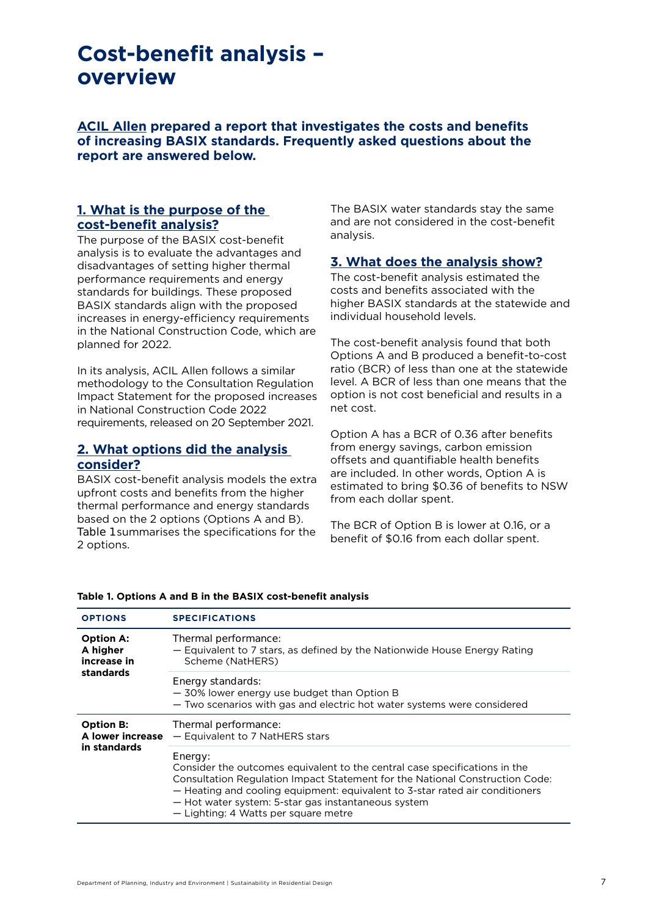# Cost-benefit analysis – overview

**ACIL Allen prepared a report that investigates the costs and benefits of increasing BASIX standards. Frequently asked questions about the report are answered below.**

## 1. What is the purpose of the cost-benefit analysis?

The purpose of the BASIX cost-benefit analysis is to evaluate the advantages and disadvantages of setting higher thermal performance requirements and energy standards for buildings. These proposed BASIX standards align with the proposed increases in energy-efficiency requirements in the National Construction Code, which are planned for 2022.

In its analysis, ACIL Allen follows a similar methodology to the Consultation Regulation Impact Statement for the proposed increases in National Construction Code 2022 requirements, released on 20 September 2021.

## 2. What options did the analysis consider?

BASIX cost-benefit analysis models the extra upfront costs and benefits from the higher thermal performance and energy standards based on the 2 options (Options A and B). Table 1 summarises the specifications for the 2 options.

The BASIX water standards stay the same and are not considered in the cost-benefit analysis.

## 3. What does the analysis show?

The cost-benefit analysis estimated the costs and benefits associated with the higher BASIX standards at the statewide and individual household levels.

The cost-benefit analysis found that both Options A and B produced a benefit-to-cost ratio (BCR) of less than one at the statewide level. A BCR of less than one means that the option is not cost beneficial and results in a net cost.

Option A has a BCR of 0.36 after benefits from energy savings, carbon emission offsets and quantifiable health benefits are included. In other words, Option A is estimated to bring $0.36 of benefits to NSW from each dollar spent.

The BCR of Option B is lower at 0.16, or a benefit of $0.16 from each dollar spent.

**Table 1. Options A and B in the BASIX cost-benefit analysis**

| OPTIONS | SPECIFICATIONS |
|---|---|
| **Option A: A higher increase in standards** | Thermal performance:<br>— Equivalent to 7 stars, as defined by the Nationwide House Energy Rating Scheme (NatHERS) |
| | Energy standards:<br>— 30% lower energy use budget than Option B<br>— Two scenarios with gas and electric hot water systems were considered |
| **Option B: A lower increase in standards** | Thermal performance:<br>— Equivalent to 7 NatHERS stars |
| | Energy:<br>Consider the outcomes equivalent to the central case specifications in the Consultation Regulation Impact Statement for the National Construction Code:<br>— Heating and cooling equipment: equivalent to 3-star rated air conditioners<br>— Hot water system: 5-star gas instantaneous system<br>— Lighting: 4 Watts per square metre |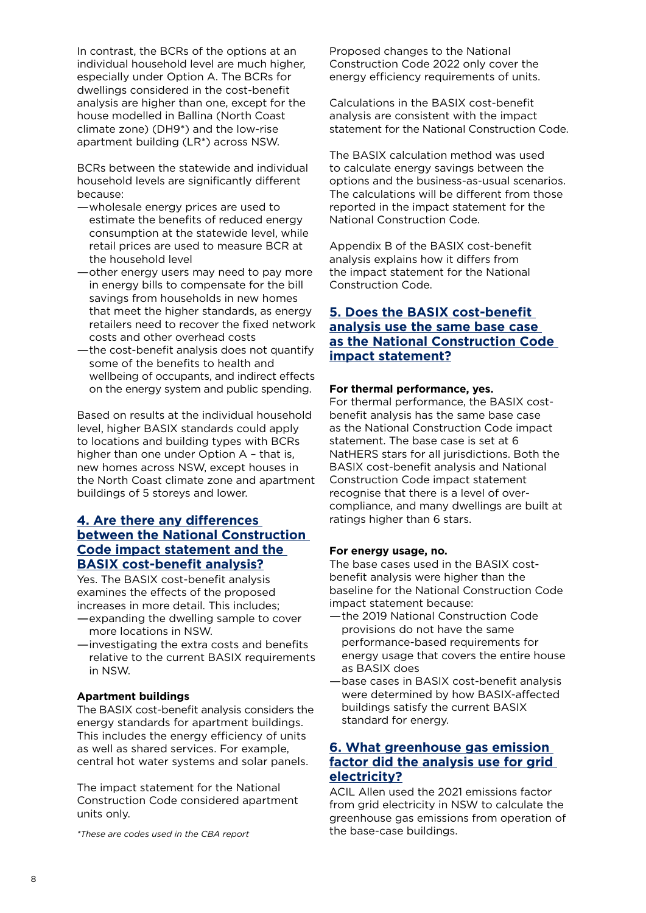In contrast, the BCRs of the options at an individual household level are much higher, especially under Option A. The BCRs for dwellings considered in the cost-benefit analysis are higher than one, except for the house modelled in Ballina (North Coast climate zone) (DH9*) and the low-rise apartment building (LR*) across NSW.

BCRs between the statewide and individual household levels are significantly different because:

- wholesale energy prices are used to estimate the benefits of reduced energy consumption at the statewide level, while retail prices are used to measure BCR at the household level
- other energy users may need to pay more in energy bills to compensate for the bill savings from households in new homes that meet the higher standards, as energy retailers need to recover the fixed network costs and other overhead costs
- the cost-benefit analysis does not quantify some of the benefits to health and wellbeing of occupants, and indirect effects on the energy system and public spending.

Based on results at the individual household level, higher BASIX standards could apply to locations and building types with BCRs higher than one under Option A – that is, new homes across NSW, except houses in the North Coast climate zone and apartment buildings of 5 storeys and lower.

## 4. Are there any differences between the National Construction Code impact statement and the BASIX cost-benefit analysis?

Yes. The BASIX cost-benefit analysis examines the effects of the proposed increases in more detail. This includes;

- expanding the dwelling sample to cover more locations in NSW.
- investigating the extra costs and benefits relative to the current BASIX requirements in NSW.

**Apartment buildings**

The BASIX cost-benefit analysis considers the energy standards for apartment buildings. This includes the energy efficiency of units as well as shared services. For example, central hot water systems and solar panels.

The impact statement for the National Construction Code considered apartment units only.

*\*These are codes used in the CBA report*

Proposed changes to the National Construction Code 2022 only cover the energy efficiency requirements of units.

Calculations in the BASIX cost-benefit analysis are consistent with the impact statement for the National Construction Code.

The BASIX calculation method was used to calculate energy savings between the options and the business-as-usual scenarios. The calculations will be different from those reported in the impact statement for the National Construction Code.

Appendix B of the BASIX cost-benefit analysis explains how it differs from the impact statement for the National Construction Code.

## 5. Does the BASIX cost-benefit analysis use the same base case as the National Construction Code impact statement?

**For thermal performance, yes.**

For thermal performance, the BASIX cost-benefit analysis has the same base case as the National Construction Code impact statement. The base case is set at 6 NatHERS stars for all jurisdictions. Both the BASIX cost-benefit analysis and National Construction Code impact statement recognise that there is a level of over-compliance, and many dwellings are built at ratings higher than 6 stars.

**For energy usage, no.**

The base cases used in the BASIX cost-benefit analysis were higher than the baseline for the National Construction Code impact statement because:

- the 2019 National Construction Code provisions do not have the same performance-based requirements for energy usage that covers the entire house as BASIX does
- base cases in BASIX cost-benefit analysis were determined by how BASIX-affected buildings satisfy the current BASIX standard for energy.

## 6. What greenhouse gas emission factor did the analysis use for grid electricity?

ACIL Allen used the 2021 emissions factor from grid electricity in NSW to calculate the greenhouse gas emissions from operation of the base-case buildings.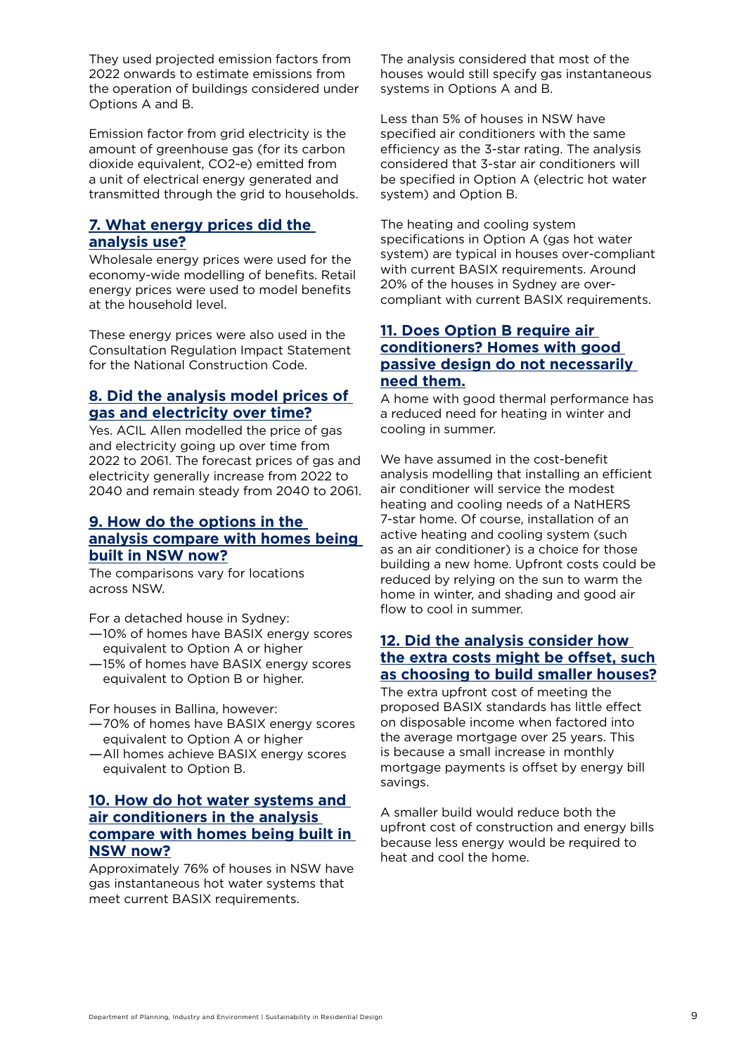They used projected emission factors from 2022 onwards to estimate emissions from the operation of buildings considered under Options A and B.

Emission factor from grid electricity is the amount of greenhouse gas (for its carbon dioxide equivalent, $CO_2$-e) emitted from a unit of electrical energy generated and transmitted through the grid to households.

## 7. What energy prices did the analysis use?

Wholesale energy prices were used for the economy-wide modelling of benefits. Retail energy prices were used to model benefits at the household level.

These energy prices were also used in the Consultation Regulation Impact Statement for the National Construction Code.

## 8. Did the analysis model prices of gas and electricity over time?

Yes. ACIL Allen modelled the price of gas and electricity going up over time from 2022 to 2061. The forecast prices of gas and electricity generally increase from 2022 to 2040 and remain steady from 2040 to 2061.

## 9. How do the options in the analysis compare with homes being built in NSW now?

The comparisons vary for locations across NSW.

For a detached house in Sydney:

- 10% of homes have BASIX energy scores equivalent to Option A or higher
- 15% of homes have BASIX energy scores equivalent to Option B or higher.

For houses in Ballina, however:

- 70% of homes have BASIX energy scores equivalent to Option A or higher
- All homes achieve BASIX energy scores equivalent to Option B.

## 10. How do hot water systems and air conditioners in the analysis compare with homes being built in NSW now?

Approximately 76% of houses in NSW have gas instantaneous hot water systems that meet current BASIX requirements.

The analysis considered that most of the houses would still specify gas instantaneous systems in Options A and B.

Less than 5% of houses in NSW have specified air conditioners with the same efficiency as the 3-star rating. The analysis considered that 3-star air conditioners will be specified in Option A (electric hot water system) and Option B.

The heating and cooling system specifications in Option A (gas hot water system) are typical in houses over-compliant with current BASIX requirements. Around 20% of the houses in Sydney are over-compliant with current BASIX requirements.

## 11. Does Option B require air conditioners? Homes with good passive design do not necessarily need them.

A home with good thermal performance has a reduced need for heating in winter and cooling in summer.

We have assumed in the cost-benefit analysis modelling that installing an efficient air conditioner will service the modest heating and cooling needs of a NatHERS 7-star home. Of course, installation of an active heating and cooling system (such as an air conditioner) is a choice for those building a new home. Upfront costs could be reduced by relying on the sun to warm the home in winter, and shading and good air flow to cool in summer.

## 12. Did the analysis consider how the extra costs might be offset, such as choosing to build smaller houses?

The extra upfront cost of meeting the proposed BASIX standards has little effect on disposable income when factored into the average mortgage over 25 years. This is because a small increase in monthly mortgage payments is offset by energy bill savings.

A smaller build would reduce both the upfront cost of construction and energy bills because less energy would be required to heat and cool the home.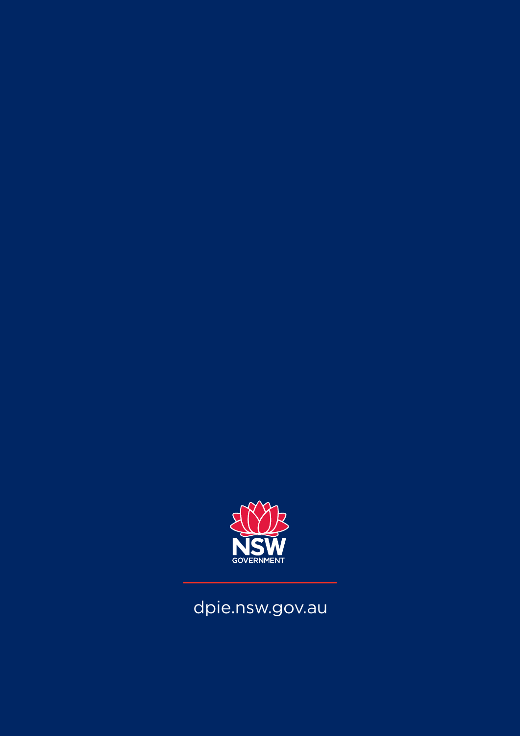NSW GOVERNMENT

dpie.nsw.gov.au